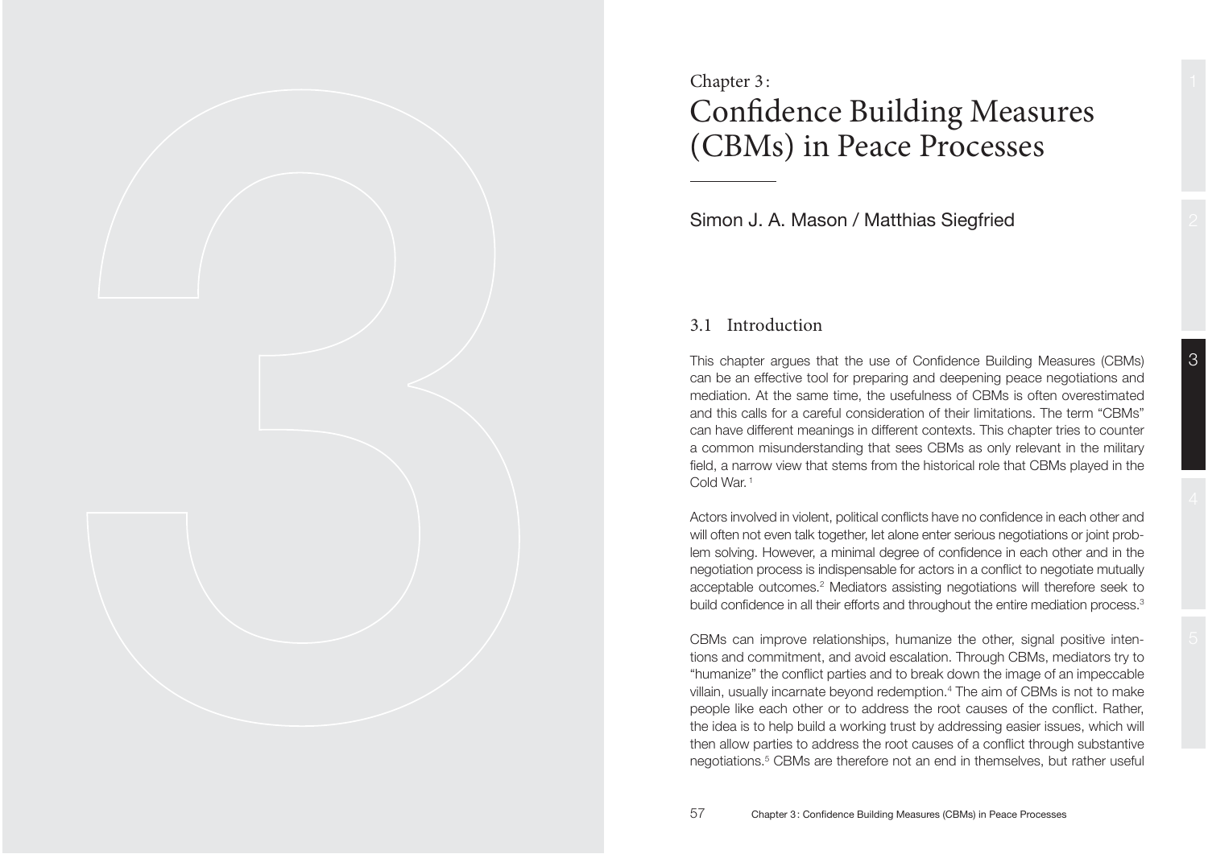Chapter 3:

# Confidence Building Measures (CBMs) in Peace Processes

Simon J. A. Mason / Matthias Siegfried

## 3.1 Introduction

This chapter argues that the use of Confidence Building Measures (CBMs) can be an effective tool for preparing and deepening peace negotiations and mediation. At the same time, the usefulness of CBMs is often overestimated and this calls for a careful consideration of their limitations. The term "CBMs" can have different meanings in different contexts. This chapter tries to counter a common misunderstanding that sees CBMs as only relevant in the military field, a narrow view that stems from the historical role that CBMs played in the Cold War.[1]

Actors involved in violent, political conflicts have no confidence in each other and will often not even talk together, let alone enter serious negotiations or joint problem solving. However, a minimal degree of confidence in each other and in the negotiation process is indispensable for actors in a conflict to negotiate mutually acceptable outcomes.[2] Mediators assisting negotiations will therefore seek to build confidence in all their efforts and throughout the entire mediation process.[3]

CBMs can improve relationships, humanize the other, signal positive intentions and commitment, and avoid escalation. Through CBMs, mediators try to "humanize" the conflict parties and to break down the image of an impeccable villain, usually incarnate beyond redemption.[4] The aim of CBMs is not to make people like each other or to address the root causes of the conflict. Rather, the idea is to help build a working trust by addressing easier issues, which will then allow parties to address the root causes of a conflict through substantive negotiations.[5] CBMs are therefore not an end in themselves, but rather useful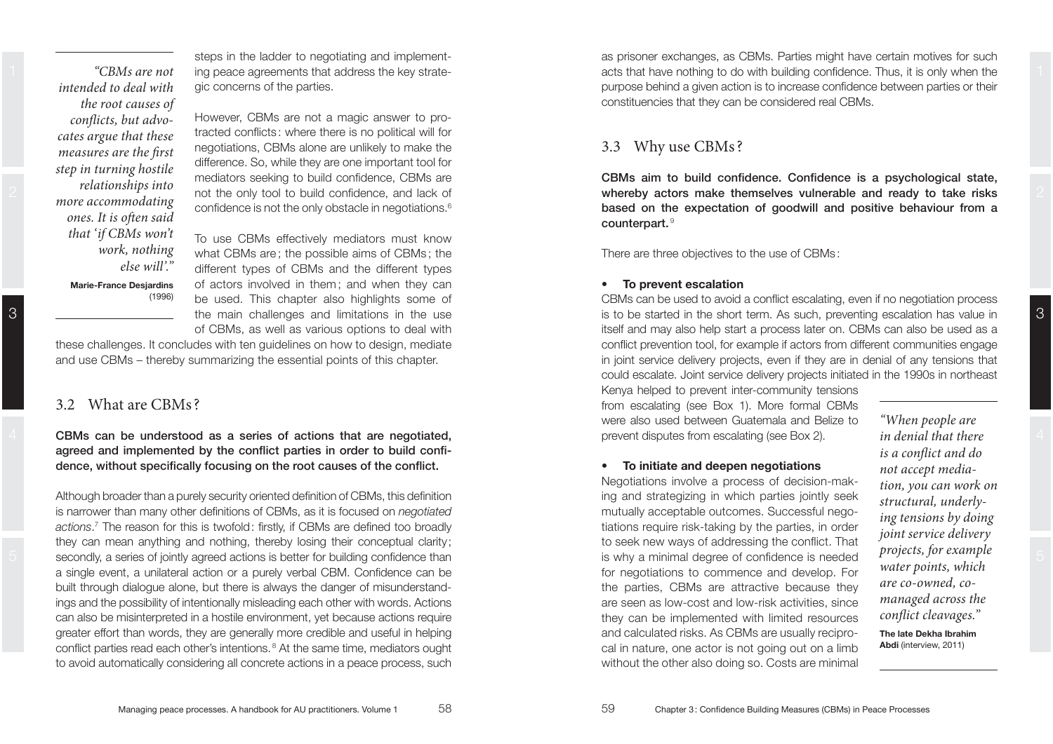> *"CBMs are not intended to deal with the root causes of conflicts, but advocates argue that these measures are the first step in turning hostile relationships into more accommodating ones. It is often said that 'if CBMs won't work, nothing else will'."*
>
> **Marie-France Desjardins** (1996)

steps in the ladder to negotiating and implementing peace agreements that address the key strategic concerns of the parties.

However, CBMs are not a magic answer to protracted conflicts: where there is no political will for negotiations, CBMs alone are unlikely to make the difference. So, while they are one important tool for mediators seeking to build confidence, CBMs are not the only tool to build confidence, and lack of confidence is not the only obstacle in negotiations.[6]

To use CBMs effectively mediators must know what CBMs are; the possible aims of CBMs; the different types of CBMs and the different types of actors involved in them; and when they can be used. This chapter also highlights some of the main challenges and limitations in the use of CBMs, as well as various options to deal with these challenges. It concludes with ten guidelines on how to design, mediate and use CBMs – thereby summarizing the essential points of this chapter.

## 3.2 What are CBMs?

**CBMs can be understood as a series of actions that are negotiated, agreed and implemented by the conflict parties in order to build confidence, without specifically focusing on the root causes of the conflict.**

Although broader than a purely security oriented definition of CBMs, this definition is narrower than many other definitions of CBMs, as it is focused on *negotiated actions*.[7] The reason for this is twofold: firstly, if CBMs are defined too broadly they can mean anything and nothing, thereby losing their conceptual clarity; secondly, a series of jointly agreed actions is better for building confidence than a single event, a unilateral action or a purely verbal CBM. Confidence can be built through dialogue alone, but there is always the danger of misunderstandings and the possibility of intentionally misleading each other with words. Actions can also be misinterpreted in a hostile environment, yet because actions require greater effort than words, they are generally more credible and useful in helping conflict parties read each other's intentions.[8] At the same time, mediators ought to avoid automatically considering all concrete actions in a peace process, such as prisoner exchanges, as CBMs. Parties might have certain motives for such acts that have nothing to do with building confidence. Thus, it is only when the purpose behind a given action is to increase confidence between parties or their constituencies that they can be considered real CBMs.

## 3.3 Why use CBMs?

**CBMs aim to build confidence. Confidence is a psychological state, whereby actors make themselves vulnerable and ready to take risks based on the expectation of goodwill and positive behaviour from a counterpart.**[9]

There are three objectives to the use of CBMs:

- **To prevent escalation**

CBMs can be used to avoid a conflict escalating, even if no negotiation process is to be started in the short term. As such, preventing escalation has value in itself and may also help start a process later on. CBMs can also be used as a conflict prevention tool, for example if actors from different communities engage in joint service delivery projects, even if they are in denial of any tensions that could escalate. Joint service delivery projects initiated in the 1990s in northeast Kenya helped to prevent inter-community tensions from escalating (see Box 1). More formal CBMs were also used between Guatemala and Belize to prevent disputes from escalating (see Box 2).

> *"When people are in denial that there is a conflict and do not accept mediation, you can work on structural, underlying tensions by doing joint service delivery projects, for example water points, which are co-owned, co-managed across the conflict cleavages."*
>
> **The late Dekha Ibrahim Abdi** (interview, 2011)

- **To initiate and deepen negotiations**

Negotiations involve a process of decision-making and strategizing in which parties jointly seek mutually acceptable outcomes. Successful negotiations require risk-taking by the parties, in order to seek new ways of addressing the conflict. That is why a minimal degree of confidence is needed for negotiations to commence and develop. For the parties, CBMs are attractive because they are seen as low-cost and low-risk activities, since they can be implemented with limited resources and calculated risks. As CBMs are usually reciprocal in nature, one actor is not going out on a limb without the other also doing so. Costs are minimal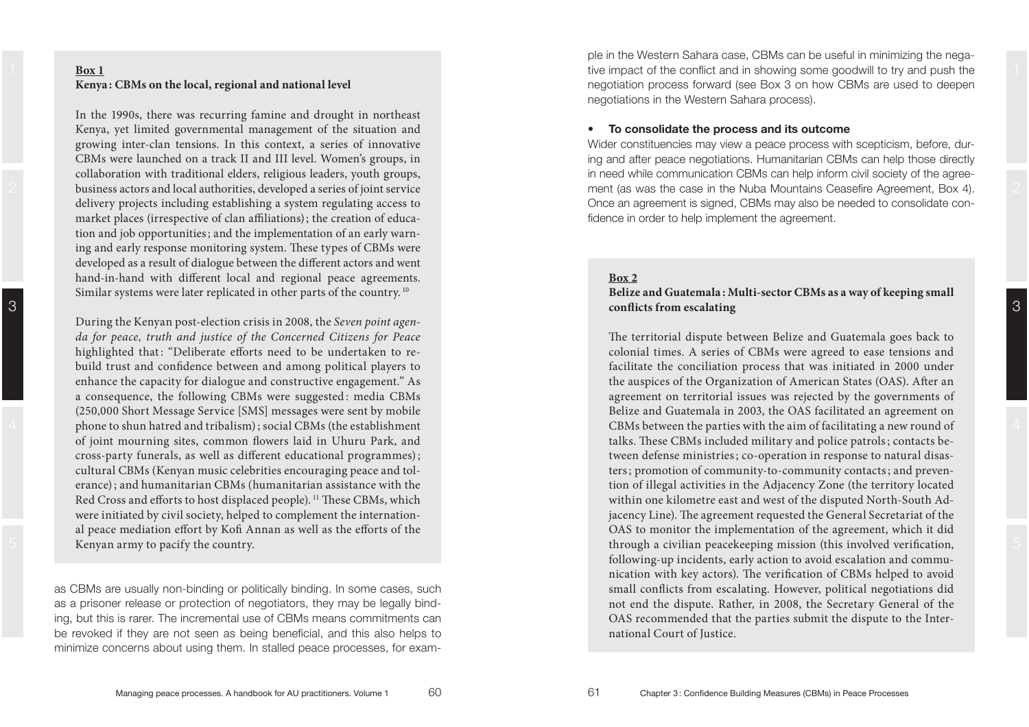**Box 1**
**Kenya: CBMs on the local, regional and national level**

In the 1990s, there was recurring famine and drought in northeast Kenya, yet limited governmental management of the situation and growing inter-clan tensions. In this context, a series of innovative CBMs were launched on a track II and III level. Women's groups, in collaboration with traditional elders, religious leaders, youth groups, business actors and local authorities, developed a series of joint service delivery projects including establishing a system regulating access to market places (irrespective of clan affiliations); the creation of education and job opportunities; and the implementation of an early warning and early response monitoring system. These types of CBMs were developed as a result of dialogue between the different actors and went hand-in-hand with different local and regional peace agreements. Similar systems were later replicated in other parts of the country.[10]

During the Kenyan post-election crisis in 2008, the *Seven point agenda for peace, truth and justice of the Concerned Citizens for Peace* highlighted that: "Deliberate efforts need to be undertaken to rebuild trust and confidence between and among political players to enhance the capacity for dialogue and constructive engagement." As a consequence, the following CBMs were suggested: media CBMs (250,000 Short Message Service [SMS] messages were sent by mobile phone to shun hatred and tribalism); social CBMs (the establishment of joint mourning sites, common flowers laid in Uhuru Park, and cross-party funerals, as well as different educational programmes); cultural CBMs (Kenyan music celebrities encouraging peace and tolerance); and humanitarian CBMs (humanitarian assistance with the Red Cross and efforts to host displaced people).[11] These CBMs, which were initiated by civil society, helped to complement the international peace mediation effort by Kofi Annan as well as the efforts of the Kenyan army to pacify the country.

as CBMs are usually non-binding or politically binding. In some cases, such as a prisoner release or protection of negotiators, they may be legally binding, but this is rarer. The incremental use of CBMs means commitments can be revoked if they are not seen as being beneficial, and this also helps to minimize concerns about using them. In stalled peace processes, for example in the Western Sahara case, CBMs can be useful in minimizing the negative impact of the conflict and in showing some goodwill to try and push the negotiation process forward (see Box 3 on how CBMs are used to deepen negotiations in the Western Sahara process).

- **To consolidate the process and its outcome**

Wider constituencies may view a peace process with scepticism, before, during and after peace negotiations. Humanitarian CBMs can help those directly in need while communication CBMs can help inform civil society of the agreement (as was the case in the Nuba Mountains Ceasefire Agreement, Box 4). Once an agreement is signed, CBMs may also be needed to consolidate confidence in order to help implement the agreement.

**Box 2**
**Belize and Guatemala: Multi-sector CBMs as a way of keeping small conflicts from escalating**

The territorial dispute between Belize and Guatemala goes back to colonial times. A series of CBMs were agreed to ease tensions and facilitate the conciliation process that was initiated in 2000 under the auspices of the Organization of American States (OAS). After an agreement on territorial issues was rejected by the governments of Belize and Guatemala in 2003, the OAS facilitated an agreement on CBMs between the parties with the aim of facilitating a new round of talks. These CBMs included military and police patrols; contacts between defense ministries; co-operation in response to natural disasters; promotion of community-to-community contacts; and prevention of illegal activities in the Adjacency Zone (the territory located within one kilometre east and west of the disputed North-South Adjacency Line). The agreement requested the General Secretariat of the OAS to monitor the implementation of the agreement, which it did through a civilian peacekeeping mission (this involved verification, following-up incidents, early action to avoid escalation and communication with key actors). The verification of CBMs helped to avoid small conflicts from escalating. However, political negotiations did not end the dispute. Rather, in 2008, the Secretary General of the OAS recommended that the parties submit the dispute to the International Court of Justice.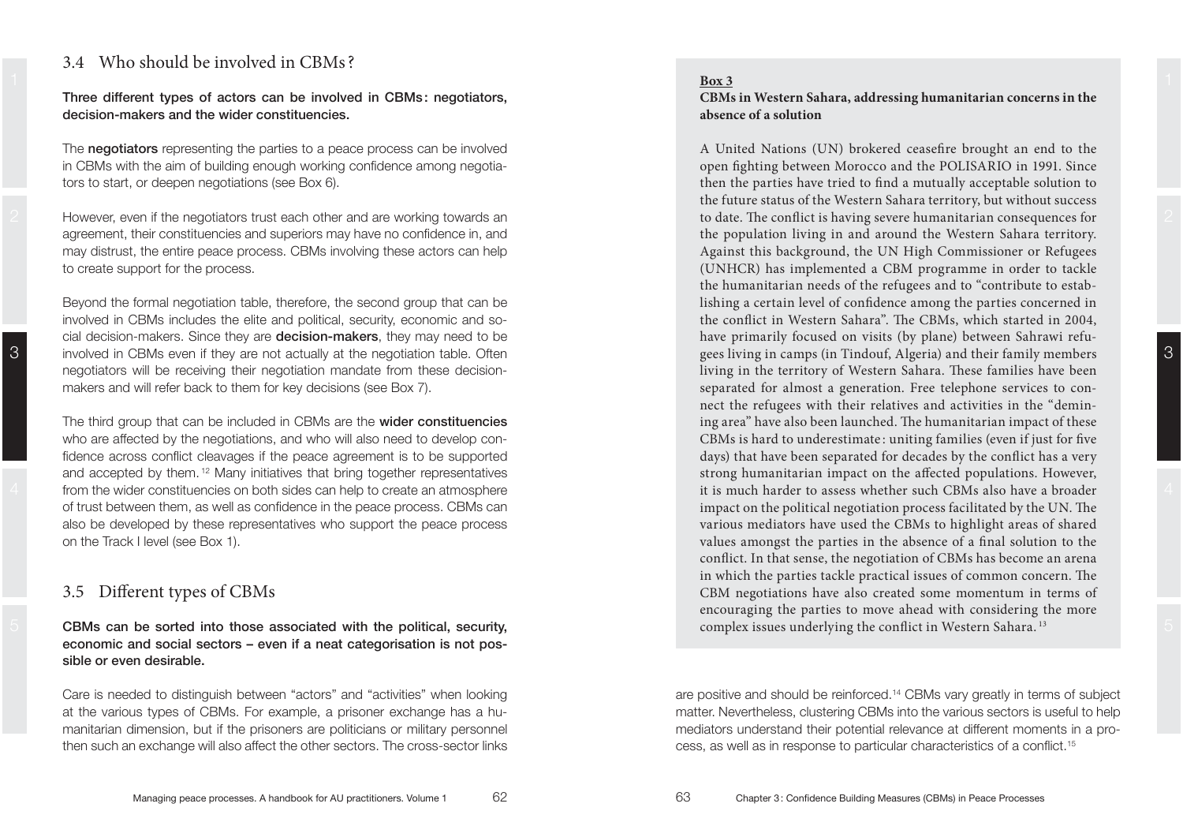## 3.4 Who should be involved in CBMs?

**Three different types of actors can be involved in CBMs: negotiators, decision-makers and the wider constituencies.**

The **negotiators** representing the parties to a peace process can be involved in CBMs with the aim of building enough working confidence among negotiators to start, or deepen negotiations (see Box 6).

However, even if the negotiators trust each other and are working towards an agreement, their constituencies and superiors may have no confidence in, and may distrust, the entire peace process. CBMs involving these actors can help to create support for the process.

Beyond the formal negotiation table, therefore, the second group that can be involved in CBMs includes the elite and political, security, economic and social decision-makers. Since they are **decision-makers**, they may need to be involved in CBMs even if they are not actually at the negotiation table. Often negotiators will be receiving their negotiation mandate from these decision-makers and will refer back to them for key decisions (see Box 7).

The third group that can be included in CBMs are the **wider constituencies** who are affected by the negotiations, and who will also need to develop confidence across conflict cleavages if the peace agreement is to be supported and accepted by them.[12] Many initiatives that bring together representatives from the wider constituencies on both sides can help to create an atmosphere of trust between them, as well as confidence in the peace process. CBMs can also be developed by these representatives who support the peace process on the Track I level (see Box 1).

## 3.5 Different types of CBMs

**CBMs can be sorted into those associated with the political, security, economic and social sectors – even if a neat categorisation is not possible or even desirable.**

Care is needed to distinguish between "actors" and "activities" when looking at the various types of CBMs. For example, a prisoner exchange has a humanitarian dimension, but if the prisoners are politicians or military personnel then such an exchange will also affect the other sectors. The cross-sector links are positive and should be reinforced.[14] CBMs vary greatly in terms of subject matter. Nevertheless, clustering CBMs into the various sectors is useful to help mediators understand their potential relevance at different moments in a process, as well as in response to particular characteristics of a conflict.[15]

**Box 3**

**CBMs in Western Sahara, addressing humanitarian concerns in the absence of a solution**

A United Nations (UN) brokered ceasefire brought an end to the open fighting between Morocco and the POLISARIO in 1991. Since then the parties have tried to find a mutually acceptable solution to the future status of the Western Sahara territory, but without success to date. The conflict is having severe humanitarian consequences for the population living in and around the Western Sahara territory. Against this background, the UN High Commissioner or Refugees (UNHCR) has implemented a CBM programme in order to tackle the humanitarian needs of the refugees and to "contribute to establishing a certain level of confidence among the parties concerned in the conflict in Western Sahara". The CBMs, which started in 2004, have primarily focused on visits (by plane) between Sahrawi refugees living in camps (in Tindouf, Algeria) and their family members living in the territory of Western Sahara. These families have been separated for almost a generation. Free telephone services to connect the refugees with their relatives and activities in the "demining area" have also been launched. The humanitarian impact of these CBMs is hard to underestimate: uniting families (even if just for five days) that have been separated for decades by the conflict has a very strong humanitarian impact on the affected populations. However, it is much harder to assess whether such CBMs also have a broader impact on the political negotiation process facilitated by the UN. The various mediators have used the CBMs to highlight areas of shared values amongst the parties in the absence of a final solution to the conflict. In that sense, the negotiation of CBMs has become an arena in which the parties tackle practical issues of common concern. The CBM negotiations have also created some momentum in terms of encouraging the parties to move ahead with considering the more complex issues underlying the conflict in Western Sahara.[13]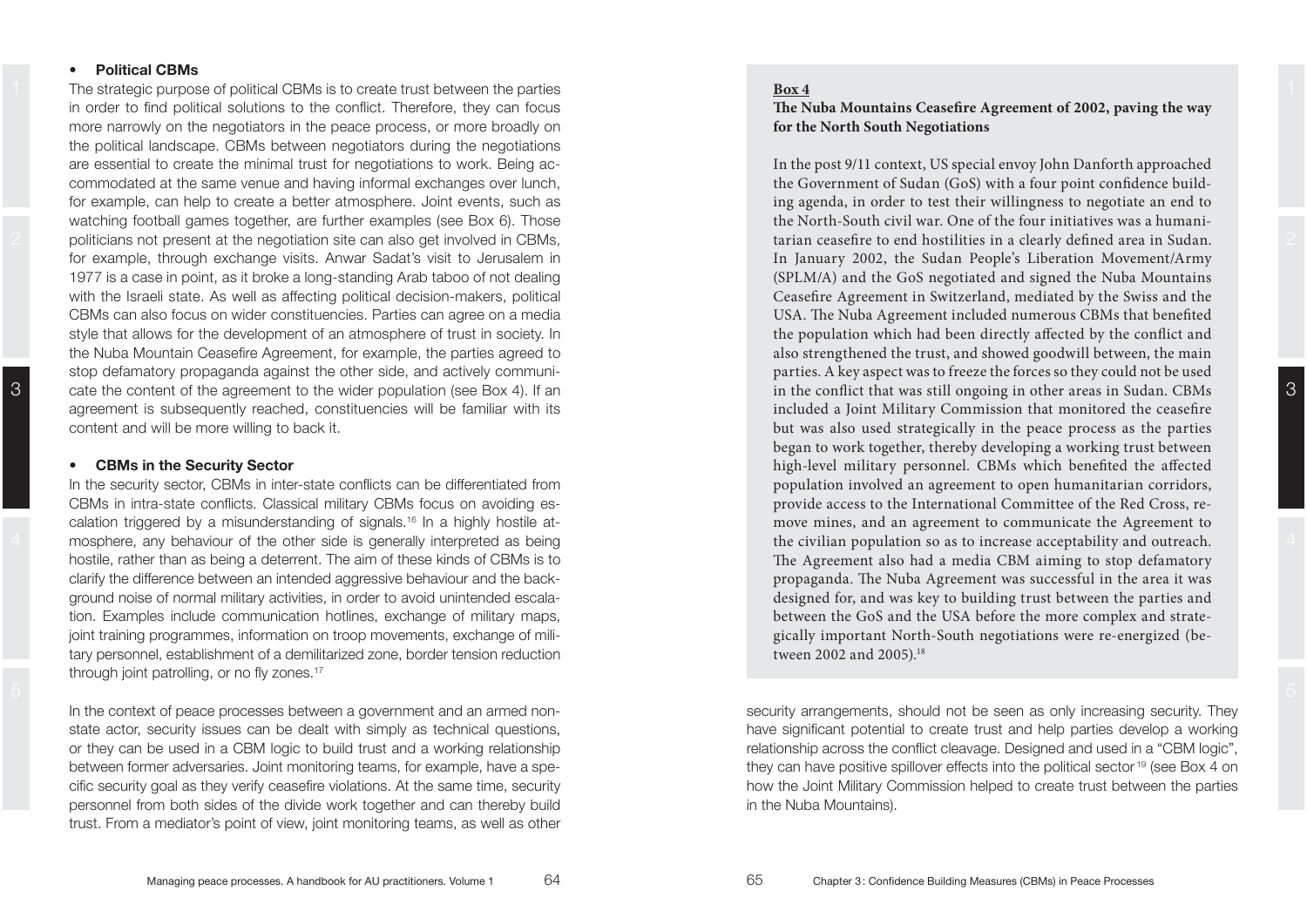- **Political CBMs**

The strategic purpose of political CBMs is to create trust between the parties in order to find political solutions to the conflict. Therefore, they can focus more narrowly on the negotiators in the peace process, or more broadly on the political landscape. CBMs between negotiators during the negotiations are essential to create the minimal trust for negotiations to work. Being accommodated at the same venue and having informal exchanges over lunch, for example, can help to create a better atmosphere. Joint events, such as watching football games together, are further examples (see Box 6). Those politicians not present at the negotiation site can also get involved in CBMs, for example, through exchange visits. Anwar Sadat's visit to Jerusalem in 1977 is a case in point, as it broke a long-standing Arab taboo of not dealing with the Israeli state. As well as affecting political decision-makers, political CBMs can also focus on wider constituencies. Parties can agree on a media style that allows for the development of an atmosphere of trust in society. In the Nuba Mountain Ceasefire Agreement, for example, the parties agreed to stop defamatory propaganda against the other side, and actively communicate the content of the agreement to the wider population (see Box 4). If an agreement is subsequently reached, constituencies will be familiar with its content and will be more willing to back it.

- **CBMs in the Security Sector**

In the security sector, CBMs in inter-state conflicts can be differentiated from CBMs in intra-state conflicts. Classical military CBMs focus on avoiding escalation triggered by a misunderstanding of signals.[16] In a highly hostile atmosphere, any behaviour of the other side is generally interpreted as being hostile, rather than as being a deterrent. The aim of these kinds of CBMs is to clarify the difference between an intended aggressive behaviour and the background noise of normal military activities, in order to avoid unintended escalation. Examples include communication hotlines, exchange of military maps, joint training programmes, information on troop movements, exchange of military personnel, establishment of a demilitarized zone, border tension reduction through joint patrolling, or no fly zones.[17]

In the context of peace processes between a government and an armed non-state actor, security issues can be dealt with simply as technical questions, or they can be used in a CBM logic to build trust and a working relationship between former adversaries. Joint monitoring teams, for example, have a specific security goal as they verify ceasefire violations. At the same time, security personnel from both sides of the divide work together and can thereby build trust. From a mediator's point of view, joint monitoring teams, as well as other security arrangements, should not be seen as only increasing security. They have significant potential to create trust and help parties develop a working relationship across the conflict cleavage. Designed and used in a "CBM logic", they can have positive spillover effects into the political sector[19] (see Box 4 on how the Joint Military Commission helped to create trust between the parties in the Nuba Mountains).

**Box 4**

**The Nuba Mountains Ceasefire Agreement of 2002, paving the way for the North South Negotiations**

In the post 9/11 context, US special envoy John Danforth approached the Government of Sudan (GoS) with a four point confidence building agenda, in order to test their willingness to negotiate an end to the North-South civil war. One of the four initiatives was a humanitarian ceasefire to end hostilities in a clearly defined area in Sudan. In January 2002, the Sudan People's Liberation Movement/Army (SPLM/A) and the GoS negotiated and signed the Nuba Mountains Ceasefire Agreement in Switzerland, mediated by the Swiss and the USA. The Nuba Agreement included numerous CBMs that benefited the population which had been directly affected by the conflict and also strengthened the trust, and showed goodwill between, the main parties. A key aspect was to freeze the forces so they could not be used in the conflict that was still ongoing in other areas in Sudan. CBMs included a Joint Military Commission that monitored the ceasefire but was also used strategically in the peace process as the parties began to work together, thereby developing a working trust between high-level military personnel. CBMs which benefited the affected population involved an agreement to open humanitarian corridors, provide access to the International Committee of the Red Cross, remove mines, and an agreement to communicate the Agreement to the civilian population so as to increase acceptability and outreach. The Agreement also had a media CBM aiming to stop defamatory propaganda. The Nuba Agreement was successful in the area it was designed for, and was key to building trust between the parties and between the GoS and the USA before the more complex and strategically important North-South negotiations were re-energized (between 2002 and 2005).[18]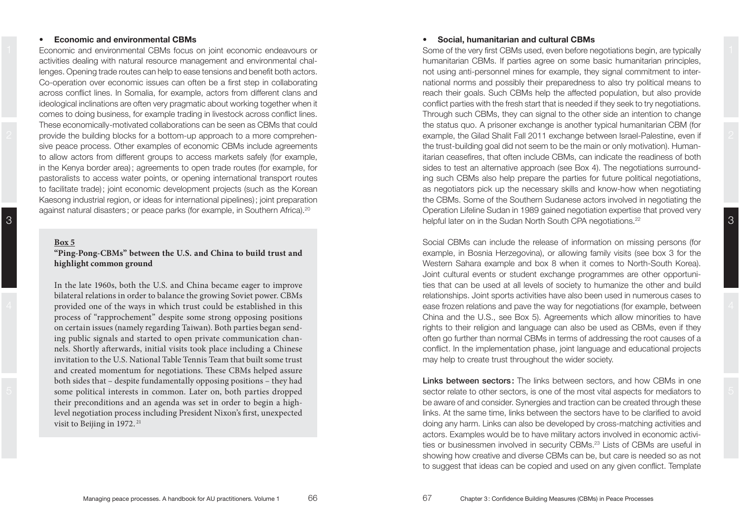- **Economic and environmental CBMs**

Economic and environmental CBMs focus on joint economic endeavours or activities dealing with natural resource management and environmental challenges. Opening trade routes can help to ease tensions and benefit both actors. Co-operation over economic issues can often be a first step in collaborating across conflict lines. In Somalia, for example, actors from different clans and ideological inclinations are often very pragmatic about working together when it comes to doing business, for example trading in livestock across conflict lines. These economically-motivated collaborations can be seen as CBMs that could provide the building blocks for a bottom-up approach to a more comprehensive peace process. Other examples of economic CBMs include agreements to allow actors from different groups to access markets safely (for example, in the Kenya border area); agreements to open trade routes (for example, for pastoralists to access water points, or opening international transport routes to facilitate trade); joint economic development projects (such as the Korean Kaesong industrial region, or ideas for international pipelines); joint preparation against natural disasters; or peace parks (for example, in Southern Africa).[20]

> **Box 5**
>
> **"Ping-Pong-CBMs" between the U.S. and China to build trust and highlight common ground**
>
> In the late 1960s, both the U.S. and China became eager to improve bilateral relations in order to balance the growing Soviet power. CBMs provided one of the ways in which trust could be established in this process of "rapprochement" despite some strong opposing positions on certain issues (namely regarding Taiwan). Both parties began sending public signals and started to open private communication channels. Shortly afterwards, initial visits took place including a Chinese invitation to the U.S. National Table Tennis Team that built some trust and created momentum for negotiations. These CBMs helped assure both sides that – despite fundamentally opposing positions – they had some political interests in common. Later on, both parties dropped their preconditions and an agenda was set in order to begin a high-level negotiation process including President Nixon's first, unexpected visit to Beijing in 1972.[21]

- **Social, humanitarian and cultural CBMs**

Some of the very first CBMs used, even before negotiations begin, are typically humanitarian CBMs. If parties agree on some basic humanitarian principles, not using anti-personnel mines for example, they signal commitment to international norms and possibly their preparedness to also try political means to reach their goals. Such CBMs help the affected population, but also provide conflict parties with the fresh start that is needed if they seek to try negotiations. Through such CBMs, they can signal to the other side an intention to change the status quo. A prisoner exchange is another typical humanitarian CBM (for example, the Gilad Shalit Fall 2011 exchange between Israel-Palestine, even if the trust-building goal did not seem to be the main or only motivation). Humanitarian ceasefires, that often include CBMs, can indicate the readiness of both sides to test an alternative approach (see Box 4). The negotiations surrounding such CBMs also help prepare the parties for future political negotiations, as negotiators pick up the necessary skills and know-how when negotiating the CBMs. Some of the Southern Sudanese actors involved in negotiating the Operation Lifeline Sudan in 1989 gained negotiation expertise that proved very helpful later on in the Sudan North South CPA negotiations.[22]

Social CBMs can include the release of information on missing persons (for example, in Bosnia Herzegovina), or allowing family visits (see box 3 for the Western Sahara example and box 8 when it comes to North-South Korea). Joint cultural events or student exchange programmes are other opportunities that can be used at all levels of society to humanize the other and build relationships. Joint sports activities have also been used in numerous cases to ease frozen relations and pave the way for negotiations (for example, between China and the U.S., see Box 5). Agreements which allow minorities to have rights to their religion and language can also be used as CBMs, even if they often go further than normal CBMs in terms of addressing the root causes of a conflict. In the implementation phase, joint language and educational projects may help to create trust throughout the wider society.

**Links between sectors:** The links between sectors, and how CBMs in one sector relate to other sectors, is one of the most vital aspects for mediators to be aware of and consider. Synergies and traction can be created through these links. At the same time, links between the sectors have to be clarified to avoid doing any harm. Links can also be developed by cross-matching activities and actors. Examples would be to have military actors involved in economic activities or businessmen involved in security CBMs.[23] Lists of CBMs are useful in showing how creative and diverse CBMs can be, but care is needed so as not to suggest that ideas can be copied and used on any given conflict. Template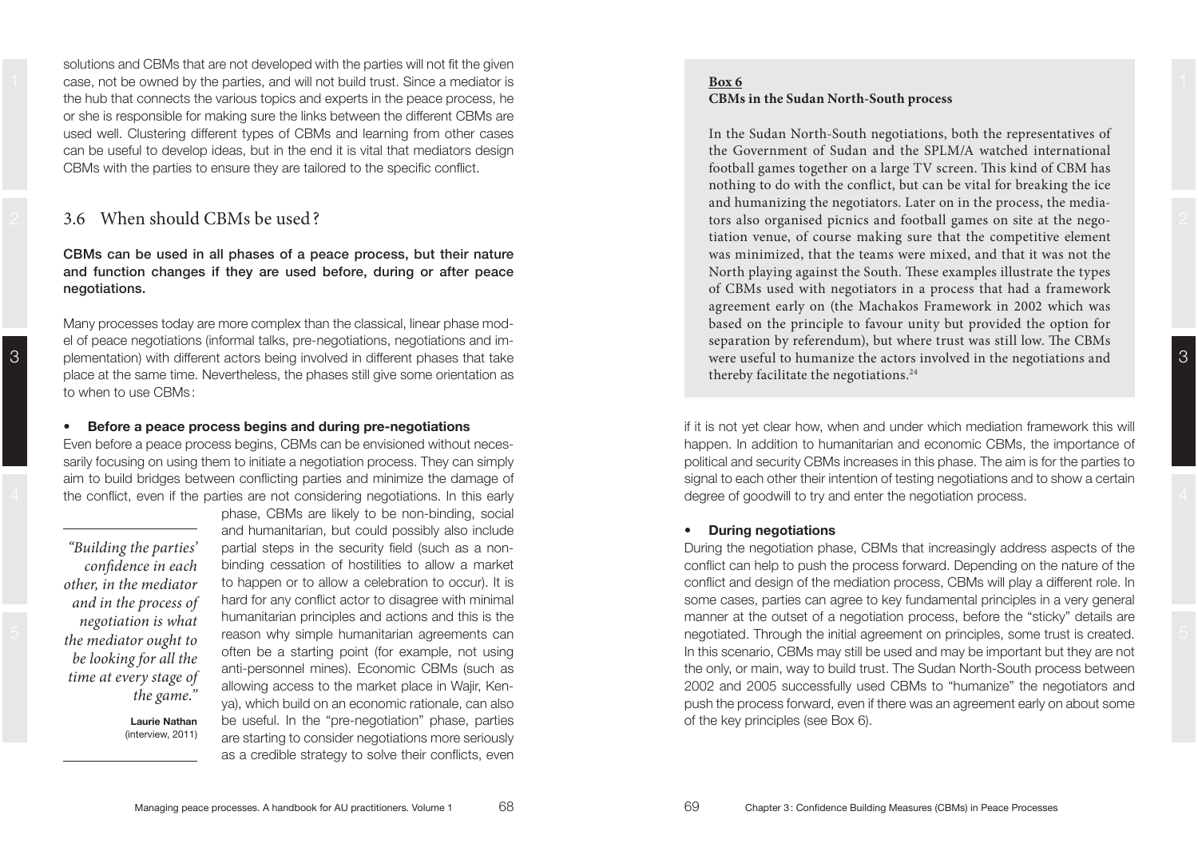solutions and CBMs that are not developed with the parties will not fit the given case, not be owned by the parties, and will not build trust. Since a mediator is the hub that connects the various topics and experts in the peace process, he or she is responsible for making sure the links between the different CBMs are used well. Clustering different types of CBMs and learning from other cases can be useful to develop ideas, but in the end it is vital that mediators design CBMs with the parties to ensure they are tailored to the specific conflict.

## 3.6 When should CBMs be used?

**CBMs can be used in all phases of a peace process, but their nature and function changes if they are used before, during or after peace negotiations.**

Many processes today are more complex than the classical, linear phase model of peace negotiations (informal talks, pre-negotiations, negotiations and implementation) with different actors being involved in different phases that take place at the same time. Nevertheless, the phases still give some orientation as to when to use CBMs:

- **Before a peace process begins and during pre-negotiations**

Even before a peace process begins, CBMs can be envisioned without necessarily focusing on using them to initiate a negotiation process. They can simply aim to build bridges between conflicting parties and minimize the damage of the conflict, even if the parties are not considering negotiations. In this early phase, CBMs are likely to be non-binding, social and humanitarian, but could possibly also include partial steps in the security field (such as a non-binding cessation of hostilities to allow a market to happen or to allow a celebration to occur). It is hard for any conflict actor to disagree with minimal humanitarian principles and actions and this is the reason why simple humanitarian agreements can often be a starting point (for example, not using anti-personnel mines). Economic CBMs (such as allowing access to the market place in Wajir, Kenya), which build on an economic rationale, can also be useful. In the "pre-negotiation" phase, parties are starting to consider negotiations more seriously as a credible strategy to solve their conflicts, even if it is not yet clear how, when and under which mediation framework this will happen. In addition to humanitarian and economic CBMs, the importance of political and security CBMs increases in this phase. The aim is for the parties to signal to each other their intention of testing negotiations and to show a certain degree of goodwill to try and enter the negotiation process.

> *"Building the parties' confidence in each other, in the mediator and in the process of negotiation is what the mediator ought to be looking for all the time at every stage of the game."*
>
> **Laurie Nathan** (interview, 2011)

> **Box 6**
> **CBMs in the Sudan North-South process**
>
> In the Sudan North-South negotiations, both the representatives of the Government of Sudan and the SPLM/A watched international football games together on a large TV screen. This kind of CBM has nothing to do with the conflict, but can be vital for breaking the ice and humanizing the negotiators. Later on in the process, the mediators also organised picnics and football games on site at the negotiation venue, of course making sure that the competitive element was minimized, that the teams were mixed, and that it was not the North playing against the South. These examples illustrate the types of CBMs used with negotiators in a process that had a framework agreement early on (the Machakos Framework in 2002 which was based on the principle to favour unity but provided the option for separation by referendum), but where trust was still low. The CBMs were useful to humanize the actors involved in the negotiations and thereby facilitate the negotiations.[24]

- **During negotiations**

During the negotiation phase, CBMs that increasingly address aspects of the conflict can help to push the process forward. Depending on the nature of the conflict and design of the mediation process, CBMs will play a different role. In some cases, parties can agree to key fundamental principles in a very general manner at the outset of a negotiation process, before the "sticky" details are negotiated. Through the initial agreement on principles, some trust is created. In this scenario, CBMs may still be used and may be important but they are not the only, or main, way to build trust. The Sudan North-South process between 2002 and 2005 successfully used CBMs to "humanize" the negotiators and push the process forward, even if there was an agreement early on about some of the key principles (see Box 6).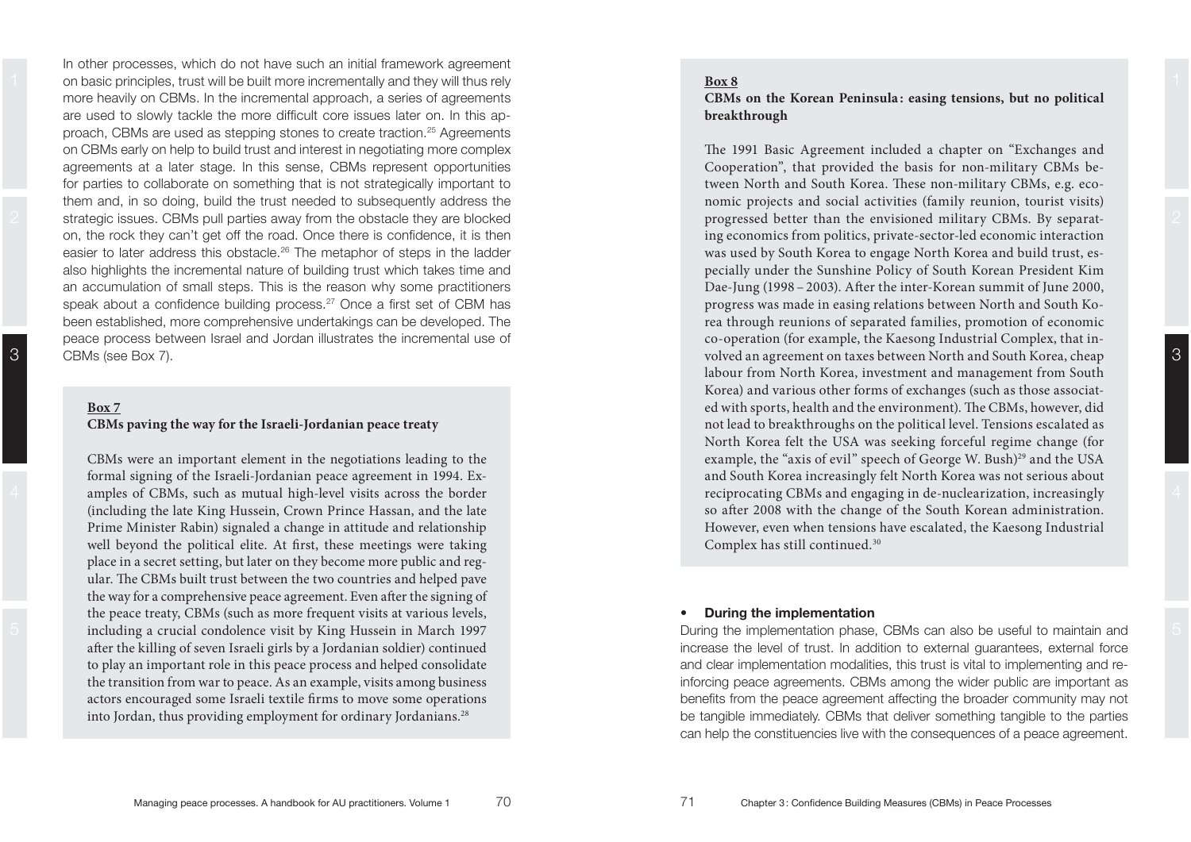In other processes, which do not have such an initial framework agreement on basic principles, trust will be built more incrementally and they will thus rely more heavily on CBMs. In the incremental approach, a series of agreements are used to slowly tackle the more difficult core issues later on. In this approach, CBMs are used as stepping stones to create traction.[25] Agreements on CBMs early on help to build trust and interest in negotiating more complex agreements at a later stage. In this sense, CBMs represent opportunities for parties to collaborate on something that is not strategically important to them and, in so doing, build the trust needed to subsequently address the strategic issues. CBMs pull parties away from the obstacle they are blocked on, the rock they can't get off the road. Once there is confidence, it is then easier to later address this obstacle.[26] The metaphor of steps in the ladder also highlights the incremental nature of building trust which takes time and an accumulation of small steps. This is the reason why some practitioners speak about a confidence building process.[27] Once a first set of CBM has been established, more comprehensive undertakings can be developed. The peace process between Israel and Jordan illustrates the incremental use of CBMs (see Box 7).

**Box 7**
**CBMs paving the way for the Israeli-Jordanian peace treaty**

CBMs were an important element in the negotiations leading to the formal signing of the Israeli-Jordanian peace agreement in 1994. Examples of CBMs, such as mutual high-level visits across the border (including the late King Hussein, Crown Prince Hassan, and the late Prime Minister Rabin) signaled a change in attitude and relationship well beyond the political elite. At first, these meetings were taking place in a secret setting, but later on they become more public and regular. The CBMs built trust between the two countries and helped pave the way for a comprehensive peace agreement. Even after the signing of the peace treaty, CBMs (such as more frequent visits at various levels, including a crucial condolence visit by King Hussein in March 1997 after the killing of seven Israeli girls by a Jordanian soldier) continued to play an important role in this peace process and helped consolidate the transition from war to peace. As an example, visits among business actors encouraged some Israeli textile firms to move some operations into Jordan, thus providing employment for ordinary Jordanians.[28]

**Box 8**
**CBMs on the Korean Peninsula: easing tensions, but no political breakthrough**

The 1991 Basic Agreement included a chapter on "Exchanges and Cooperation", that provided the basis for non-military CBMs between North and South Korea. These non-military CBMs, e.g. economic projects and social activities (family reunion, tourist visits) progressed better than the envisioned military CBMs. By separating economics from politics, private-sector-led economic interaction was used by South Korea to engage North Korea and build trust, especially under the Sunshine Policy of South Korean President Kim Dae-Jung (1998 – 2003). After the inter-Korean summit of June 2000, progress was made in easing relations between North and South Korea through reunions of separated families, promotion of economic co-operation (for example, the Kaesong Industrial Complex, that involved an agreement on taxes between North and South Korea, cheap labour from North Korea, investment and management from South Korea) and various other forms of exchanges (such as those associated with sports, health and the environment). The CBMs, however, did not lead to breakthroughs on the political level. Tensions escalated as North Korea felt the USA was seeking forceful regime change (for example, the "axis of evil" speech of George W. Bush)[29] and the USA and South Korea increasingly felt North Korea was not serious about reciprocating CBMs and engaging in de-nuclearization, increasingly so after 2008 with the change of the South Korean administration. However, even when tensions have escalated, the Kaesong Industrial Complex has still continued.[30]

- **During the implementation**

During the implementation phase, CBMs can also be useful to maintain and increase the level of trust. In addition to external guarantees, external force and clear implementation modalities, this trust is vital to implementing and reinforcing peace agreements. CBMs among the wider public are important as benefits from the peace agreement affecting the broader community may not be tangible immediately. CBMs that deliver something tangible to the parties can help the constituencies live with the consequences of a peace agreement.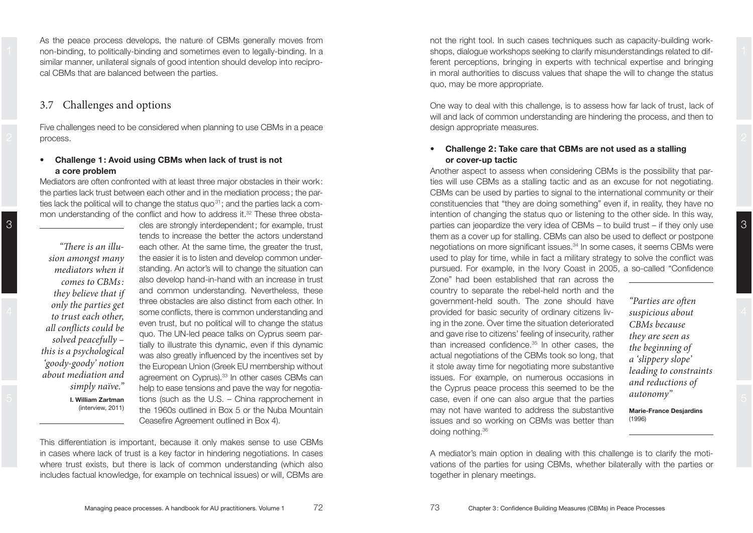As the peace process develops, the nature of CBMs generally moves from non-binding, to politically-binding and sometimes even to legally-binding. In a similar manner, unilateral signals of good intention should develop into reciprocal CBMs that are balanced between the parties.

## 3.7 Challenges and options

Five challenges need to be considered when planning to use CBMs in a peace process.

- **Challenge 1: Avoid using CBMs when lack of trust is not a core problem**

Mediators are often confronted with at least three major obstacles in their work: the parties lack trust between each other and in the mediation process; the parties lack the political will to change the status quo[31]; and the parties lack a common understanding of the conflict and how to address it.[32] These three obstacles are strongly interdependent; for example, trust tends to increase the better the actors understand each other. At the same time, the greater the trust, the easier it is to listen and develop common understanding. An actor's will to change the situation can also develop hand-in-hand with an increase in trust and common understanding. Nevertheless, these three obstacles are also distinct from each other. In some conflicts, there is common understanding and even trust, but no political will to change the status quo. The UN-led peace talks on Cyprus seem partially to illustrate this dynamic, even if this dynamic was also greatly influenced by the incentives set by the European Union (Greek EU membership without agreement on Cyprus).[33] In other cases CBMs can help to ease tensions and pave the way for negotiations (such as the U.S. – China rapprochement in the 1960s outlined in Box 5 or the Nuba Mountain Ceasefire Agreement outlined in Box 4).

> *"There is an illusion amongst many mediators when it comes to CBMs: they believe that if only the parties get to trust each other, all conflicts could be solved peacefully – this is a psychological 'goody-goody' notion about mediation and simply naïve."*
>
> **I. William Zartman** (interview, 2011)

This differentiation is important, because it only makes sense to use CBMs in cases where lack of trust is a key factor in hindering negotiations. In cases where trust exists, but there is lack of common understanding (which also includes factual knowledge, for example on technical issues) or will, CBMs are not the right tool. In such cases techniques such as capacity-building workshops, dialogue workshops seeking to clarify misunderstandings related to different perceptions, bringing in experts with technical expertise and bringing in moral authorities to discuss values that shape the will to change the status quo, may be more appropriate.

One way to deal with this challenge, is to assess how far lack of trust, lack of will and lack of common understanding are hindering the process, and then to design appropriate measures.

- **Challenge 2: Take care that CBMs are not used as a stalling or cover-up tactic**

Another aspect to assess when considering CBMs is the possibility that parties will use CBMs as a stalling tactic and as an excuse for not negotiating. CBMs can be used by parties to signal to the international community or their constituencies that "they are doing something" even if, in reality, they have no intention of changing the status quo or listening to the other side. In this way, parties can jeopardize the very idea of CBMs – to build trust – if they only use them as a cover up for stalling. CBMs can also be used to deflect or postpone negotiations on more significant issues.[34] In some cases, it seems CBMs were used to play for time, while in fact a military strategy to solve the conflict was pursued. For example, in the Ivory Coast in 2005, a so-called "Confidence Zone" had been established that ran across the country to separate the rebel-held north and the government-held south. The zone should have provided for basic security of ordinary citizens living in the zone. Over time the situation deteriorated and gave rise to citizens' feeling of insecurity, rather than increased confidence.[35] In other cases, the actual negotiations of the CBMs took so long, that it stole away time for negotiating more substantive issues. For example, on numerous occasions in the Cyprus peace process this seemed to be the case, even if one can also argue that the parties may not have wanted to address the substantive issues and so working on CBMs was better than doing nothing.[36]

> *"Parties are often suspicious about CBMs because they are seen as the beginning of a 'slippery slope' leading to constraints and reductions of autonomy"*
>
> **Marie-France Desjardins** (1996)

A mediator's main option in dealing with this challenge is to clarify the motivations of the parties for using CBMs, whether bilaterally with the parties or together in plenary meetings.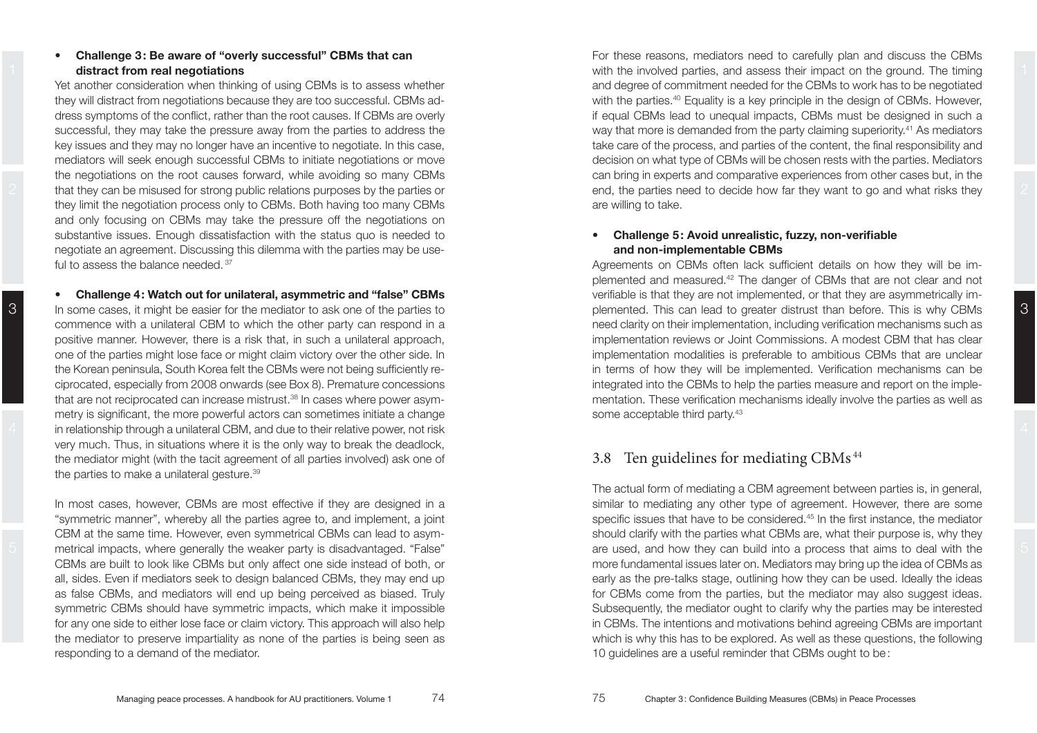- **Challenge 3: Be aware of "overly successful" CBMs that can distract from real negotiations**

Yet another consideration when thinking of using CBMs is to assess whether they will distract from negotiations because they are too successful. CBMs address symptoms of the conflict, rather than the root causes. If CBMs are overly successful, they may take the pressure away from the parties to address the key issues and they may no longer have an incentive to negotiate. In this case, mediators will seek enough successful CBMs to initiate negotiations or move the negotiations on the root causes forward, while avoiding so many CBMs that they can be misused for strong public relations purposes by the parties or they limit the negotiation process only to CBMs. Both having too many CBMs and only focusing on CBMs may take the pressure off the negotiations on substantive issues. Enough dissatisfaction with the status quo is needed to negotiate an agreement. Discussing this dilemma with the parties may be useful to assess the balance needed.[37]

- **Challenge 4: Watch out for unilateral, asymmetric and "false" CBMs**

In some cases, it might be easier for the mediator to ask one of the parties to commence with a unilateral CBM to which the other party can respond in a positive manner. However, there is a risk that, in such a unilateral approach, one of the parties might lose face or might claim victory over the other side. In the Korean peninsula, South Korea felt the CBMs were not being sufficiently reciprocated, especially from 2008 onwards (see Box 8). Premature concessions that are not reciprocated can increase mistrust.[38] In cases where power asymmetry is significant, the more powerful actors can sometimes initiate a change in relationship through a unilateral CBM, and due to their relative power, not risk very much. Thus, in situations where it is the only way to break the deadlock, the mediator might (with the tacit agreement of all parties involved) ask one of the parties to make a unilateral gesture.[39]

In most cases, however, CBMs are most effective if they are designed in a "symmetric manner", whereby all the parties agree to, and implement, a joint CBM at the same time. However, even symmetrical CBMs can lead to asymmetrical impacts, where generally the weaker party is disadvantaged. "False" CBMs are built to look like CBMs but only affect one side instead of both, or all, sides. Even if mediators seek to design balanced CBMs, they may end up as false CBMs, and mediators will end up being perceived as biased. Truly symmetric CBMs should have symmetric impacts, which make it impossible for any one side to either lose face or claim victory. This approach will also help the mediator to preserve impartiality as none of the parties is being seen as responding to a demand of the mediator.

For these reasons, mediators need to carefully plan and discuss the CBMs with the involved parties, and assess their impact on the ground. The timing and degree of commitment needed for the CBMs to work has to be negotiated with the parties.[40] Equality is a key principle in the design of CBMs. However, if equal CBMs lead to unequal impacts, CBMs must be designed in such a way that more is demanded from the party claiming superiority.[41] As mediators take care of the process, and parties of the content, the final responsibility and decision on what type of CBMs will be chosen rests with the parties. Mediators can bring in experts and comparative experiences from other cases but, in the end, the parties need to decide how far they want to go and what risks they are willing to take.

- **Challenge 5: Avoid unrealistic, fuzzy, non-verifiable and non-implementable CBMs**

Agreements on CBMs often lack sufficient details on how they will be implemented and measured.[42] The danger of CBMs that are not clear and not verifiable is that they are not implemented, or that they are asymmetrically implemented. This can lead to greater distrust than before. This is why CBMs need clarity on their implementation, including verification mechanisms such as implementation reviews or Joint Commissions. A modest CBM that has clear implementation modalities is preferable to ambitious CBMs that are unclear in terms of how they will be implemented. Verification mechanisms can be integrated into the CBMs to help the parties measure and report on the implementation. These verification mechanisms ideally involve the parties as well as some acceptable third party.[43]

## 3.8 Ten guidelines for mediating CBMs[44]

The actual form of mediating a CBM agreement between parties is, in general, similar to mediating any other type of agreement. However, there are some specific issues that have to be considered.[45] In the first instance, the mediator should clarify with the parties what CBMs are, what their purpose is, why they are used, and how they can build into a process that aims to deal with the more fundamental issues later on. Mediators may bring up the idea of CBMs as early as the pre-talks stage, outlining how they can be used. Ideally the ideas for CBMs come from the parties, but the mediator may also suggest ideas. Subsequently, the mediator ought to clarify why the parties may be interested in CBMs. The intentions and motivations behind agreeing CBMs are important which is why this has to be explored. As well as these questions, the following 10 guidelines are a useful reminder that CBMs ought to be: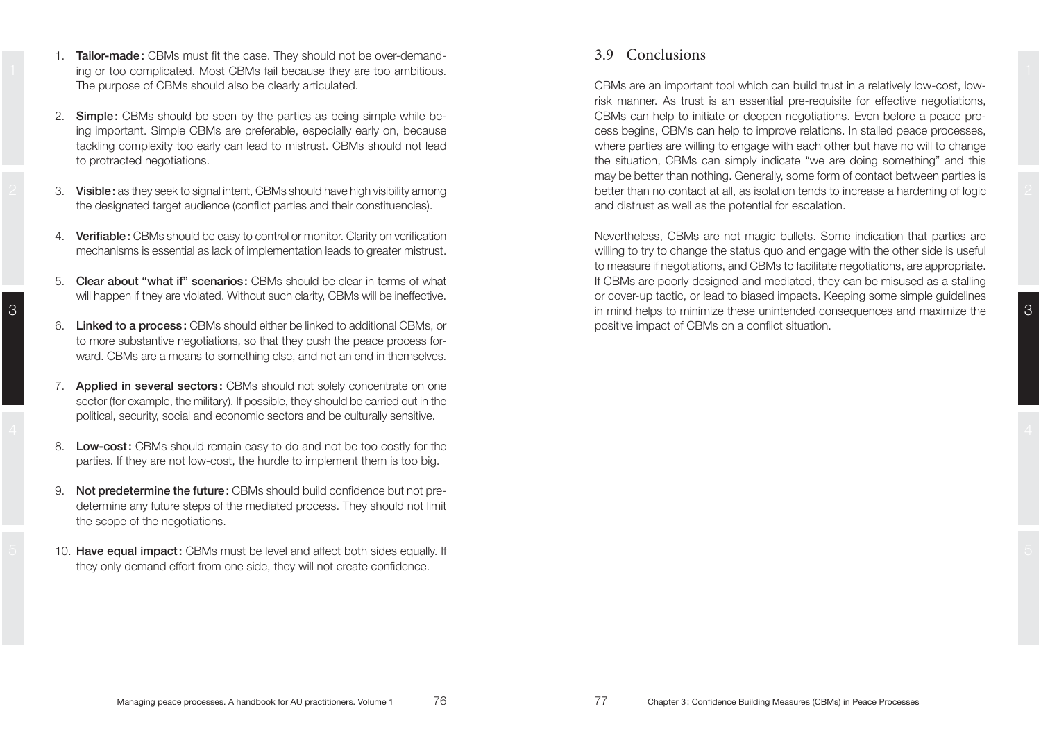1. **Tailor-made:** CBMs must fit the case. They should not be over-demanding or too complicated. Most CBMs fail because they are too ambitious. The purpose of CBMs should also be clearly articulated.

2. **Simple:** CBMs should be seen by the parties as being simple while being important. Simple CBMs are preferable, especially early on, because tackling complexity too early can lead to mistrust. CBMs should not lead to protracted negotiations.

3. **Visible:** as they seek to signal intent, CBMs should have high visibility among the designated target audience (conflict parties and their constituencies).

4. **Verifiable:** CBMs should be easy to control or monitor. Clarity on verification mechanisms is essential as lack of implementation leads to greater mistrust.

5. **Clear about "what if" scenarios:** CBMs should be clear in terms of what will happen if they are violated. Without such clarity, CBMs will be ineffective.

6. **Linked to a process:** CBMs should either be linked to additional CBMs, or to more substantive negotiations, so that they push the peace process forward. CBMs are a means to something else, and not an end in themselves.

7. **Applied in several sectors:** CBMs should not solely concentrate on one sector (for example, the military). If possible, they should be carried out in the political, security, social and economic sectors and be culturally sensitive.

8. **Low-cost:** CBMs should remain easy to do and not be too costly for the parties. If they are not low-cost, the hurdle to implement them is too big.

9. **Not predetermine the future:** CBMs should build confidence but not predetermine any future steps of the mediated process. They should not limit the scope of the negotiations.

10. **Have equal impact:** CBMs must be level and affect both sides equally. If they only demand effort from one side, they will not create confidence.

## 3.9 Conclusions

CBMs are an important tool which can build trust in a relatively low-cost, low-risk manner. As trust is an essential pre-requisite for effective negotiations, CBMs can help to initiate or deepen negotiations. Even before a peace process begins, CBMs can help to improve relations. In stalled peace processes, where parties are willing to engage with each other but have no will to change the situation, CBMs can simply indicate "we are doing something" and this may be better than nothing. Generally, some form of contact between parties is better than no contact at all, as isolation tends to increase a hardening of logic and distrust as well as the potential for escalation.

Nevertheless, CBMs are not magic bullets. Some indication that parties are willing to try to change the status quo and engage with the other side is useful to measure if negotiations, and CBMs to facilitate negotiations, are appropriate. If CBMs are poorly designed and mediated, they can be misused as a stalling or cover-up tactic, or lead to biased impacts. Keeping some simple guidelines in mind helps to minimize these unintended consequences and maximize the positive impact of CBMs on a conflict situation.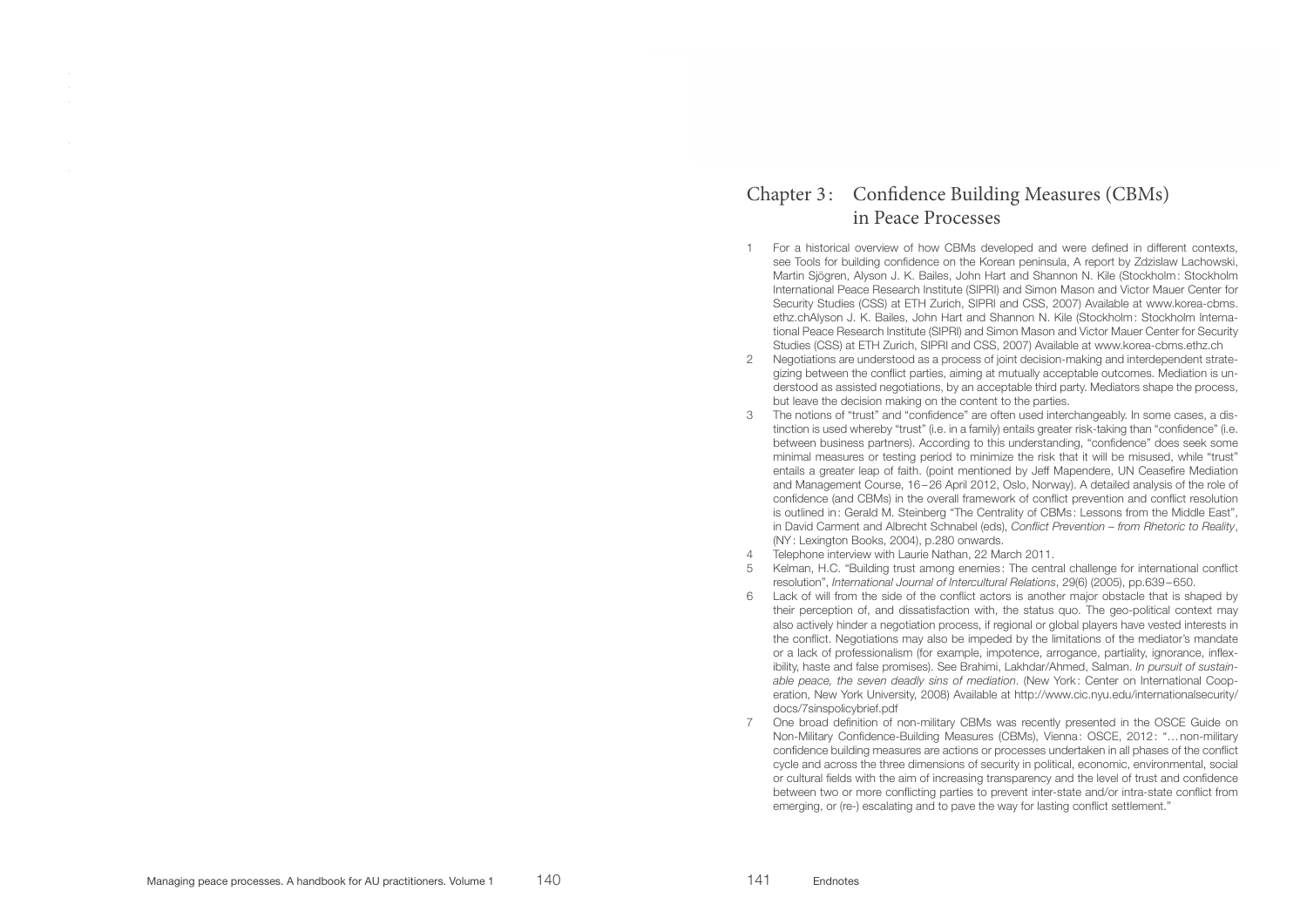## Chapter 3: Confidence Building Measures (CBMs) in Peace Processes

1. For a historical overview of how CBMs developed and were defined in different contexts, see Tools for building confidence on the Korean peninsula, A report by Zdzislaw Lachowski, Martin Sjögren, Alyson J. K. Bailes, John Hart and Shannon N. Kile (Stockholm: Stockholm International Peace Research Institute (SIPRI) and Simon Mason and Victor Mauer Center for Security Studies (CSS) at ETH Zurich, SIPRI and CSS, 2007) Available at www.korea-cbms.ethz.chAlyson J. K. Bailes, John Hart and Shannon N. Kile (Stockholm: Stockholm International Peace Research Institute (SIPRI) and Simon Mason and Victor Mauer Center for Security Studies (CSS) at ETH Zurich, SIPRI and CSS, 2007) Available at www.korea-cbms.ethz.ch
2. Negotiations are understood as a process of joint decision-making and interdependent strategizing between the conflict parties, aiming at mutually acceptable outcomes. Mediation is understood as assisted negotiations, by an acceptable third party. Mediators shape the process, but leave the decision making on the content to the parties.
3. The notions of "trust" and "confidence" are often used interchangeably. In some cases, a distinction is used whereby "trust" (i.e. in a family) entails greater risk-taking than "confidence" (i.e. between business partners). According to this understanding, "confidence" does seek some minimal measures or testing period to minimize the risk that it will be misused, while "trust" entails a greater leap of faith. (point mentioned by Jeff Mapendere, UN Ceasefire Mediation and Management Course, 16–26 April 2012, Oslo, Norway). A detailed analysis of the role of confidence (and CBMs) in the overall framework of conflict prevention and conflict resolution is outlined in: Gerald M. Steinberg "The Centrality of CBMs: Lessons from the Middle East", in David Carment and Albrecht Schnabel (eds), *Conflict Prevention – from Rhetoric to Reality*, (NY: Lexington Books, 2004), p.280 onwards.
4. Telephone interview with Laurie Nathan, 22 March 2011.
5. Kelman, H.C. "Building trust among enemies: The central challenge for international conflict resolution", *International Journal of Intercultural Relations*, 29(6) (2005), pp.639–650.
6. Lack of will from the side of the conflict actors is another major obstacle that is shaped by their perception of, and dissatisfaction with, the status quo. The geo-political context may also actively hinder a negotiation process, if regional or global players have vested interests in the conflict. Negotiations may also be impeded by the limitations of the mediator's mandate or a lack of professionalism (for example, impotence, arrogance, partiality, ignorance, inflexibility, haste and false promises). See Brahimi, Lakhdar/Ahmed, Salman. *In pursuit of sustainable peace, the seven deadly sins of mediation*. (New York: Center on International Cooperation, New York University, 2008) Available at http://www.cic.nyu.edu/internationalsecurity/docs/7sinspolicybrief.pdf
7. One broad definition of non-military CBMs was recently presented in the OSCE Guide on Non-Military Confidence-Building Measures (CBMs), Vienna: OSCE, 2012: "…non-military confidence building measures are actions or processes undertaken in all phases of the conflict cycle and across the three dimensions of security in political, economic, environmental, social or cultural fields with the aim of increasing transparency and the level of trust and confidence between two or more conflicting parties to prevent inter-state and/or intra-state conflict from emerging, or (re-) escalating and to pave the way for lasting conflict settlement."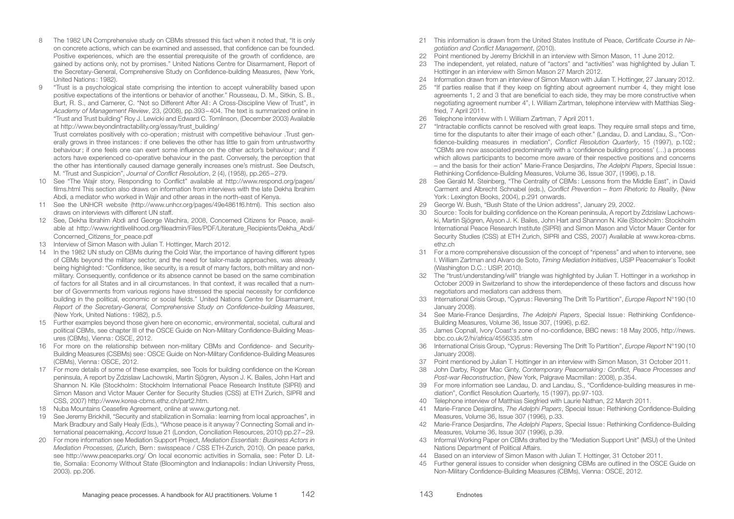8 The 1982 UN Comprehensive study on CBMs stressed this fact when it noted that, "It is only on concrete actions, which can be examined and assessed, that confidence can be founded. Positive experiences, which are the essential prerequisite of the growth of confidence, are gained by actions only, not by promises." United Nations Centre for Disarmament, Report of the Secretary-General, Comprehensive Study on Confidence-building Measures, (New York, United Nations: 1982).

9 "Trust is a psychological state comprising the intention to accept vulnerability based upon positive expectations of the intentions or behavior of another." Rousseau, D. M., Sitkin, S. B., Burt, R. S., and Camerer, C. "Not so Different After All: A Cross-Discipline View of Trust", in *Academy of Management Review*, 23, (2008), pp.393–404. The text is summarized online in "Trust and Trust building" Roy J. Lewicki and Edward C. Tomlinson, (December 2003) Available at http://www.beyondintractability.org/essay/trust_building/

Trust correlates positively with co-operation; mistrust with competitive behaviour .Trust generally grows in three instances: if one believes the other has little to gain from untrustworthy behaviour; if one feels one can exert some influence on the other actor's behaviour; and if actors have experienced co-operative behaviour in the past. Conversely, the perception that the other has intentionally caused damage generally increases one's mistrust. See Deutsch, M. "Trust and Suspicion", *Journal of Conflict Resolution*, 2 (4), (1958), pp.265–279.

10 See "The Wajir story, Responding to Conflict" available at http://www.respond.org/pages/films.html This section also draws on information from interviews with the late Dekha Ibrahim Abdi, a mediator who worked in Wajir and other areas in the north-east of Kenya.

11 See the UNHCR website (http://www.unhcr.org/pages/49e4861f6.html). This section also draws on interviews with different UN staff.

12 See, Dekha Ibrahim Abdi and George Wachira, 2008, Concerned Citizens for Peace, available at http://www.rightlivelihood.org/fileadmin/Files/PDF/Literature_Recipients/Dekha_Abdi/Concerned_Citizens_for_peace.pdf

13 Interview of Simon Mason with Julian T. Hottinger, March 2012.

14 In the 1982 UN study on CBMs during the Cold War, the importance of having different types of CBMs beyond the military sector, and the need for tailor-made approaches, was already being highlighted: "Confidence, like security, is a result of many factors, both military and non-military. Consequently, confidence or its absence cannot be based on the same combination of factors for all States and in all circumstances. In that context, it was recalled that a number of Governments from various regions have stressed the special necessity for confidence building in the political, economic or social fields." United Nations Centre for Disarmament, *Report of the Secretary-General, Comprehensive Study on Confidence-building Measures*, (New York, United Nations: 1982), p.5.

15 Further examples beyond those given here on economic, environmental, societal, cultural and political CBMs, see chapter III of the OSCE Guide on Non-Military Confidence-Building Measures (CBMs), Vienna: OSCE, 2012.

16 For more on the relationship between non-military CBMs and Confidence- and Security-Building Measures (CSBMs) see: OSCE Guide on Non-Military Confidence-Building Measures (CBMs), Vienna: OSCE, 2012.

17 For more details of some of these examples, see Tools for building confidence on the Korean peninsula, A report by Zdzislaw Lachowski, Martin Sjögren, Alyson J. K. Bailes, John Hart and Shannon N. Kile (Stockholm: Stockholm International Peace Research Institute (SIPRI) and Simon Mason and Victor Mauer Center for Security Studies (CSS) at ETH Zurich, SIPRI and CSS, 2007) http://www.korea-cbms.ethz.ch/part2.htm.

18 Nuba Mountains Ceasefire Agreement, online at www.gurtong.net.

19 See Jeremy Brickhill, "Security and stabilization in Somalia: learning from local approaches", in Mark Bradbury and Sally Healy (Eds.), "Whose peace is it anyway? Connecting Somali and international peacemaking, *Accord* Issue 21 (London, Conciliation Resources, 2010) pp.27–29.

20 For more information see Mediation Support Project, *Mediation Essentials: Business Actors in Mediation Processes,* (Zurich, Bern: swisspeace / CSS ETH-Zurich, 2010). On peace parks, see http://www.peaceparks.org/ On local economic activities in Somalia, see: Peter D. Little, Somalia: Economy Without State (Bloomington and Indianapolis: Indian University Press, 2003). pp.206.

21 This information is drawn from the United States Institute of Peace, *Certificate Course in Negotiation and Conflict Management*, (2010).

22 Point mentioned by Jeremy Brickhill in an interview with Simon Mason, 11 June 2012.

23 The independent, yet related, nature of "actors" and "activities" was highlighted by Julian T. Hottinger in an interview with Simon Mason 27 March 2012.

24 Information drawn from an interview of Simon Mason with Julian T. Hottinger, 27 January 2012.

25 "If parties realise that if they keep on fighting about agreement number 4, they might lose agreements 1, 2 and 3 that are beneficial to each side, they may be more constructive when negotiating agreement number 4", I. William Zartman, telephone interview with Matthias Siegfried, 7 April 2011.

26 Telephone interview with I. William Zartman, 7 April 2011.

27 "Intractable conflicts cannot be resolved with great leaps. They require small steps and time, time for the disputants to alter their image of each other." (Landau, D. and Landau, S., "Confidence-building measures in mediation", *Conflict Resolution Quarterly*, 15 (1997), p.102; "CBMs are now associated predominantly with a 'confidence building process' (…) a process which allows participants to become more aware of their respective positions and concerns – and the basis for their action" Marie-France Desjardins, *The Adelphi Papers*, Special Issue: Rethinking Confidence-Building Measures, Volume 36, Issue 307, (1996), p.18.

28 See Gerald M. Steinberg, "The Centrality of CBMs: Lessons from the Middle East", in David Carment and Albrecht Schnabel (eds.), *Conflict Prevention – from Rhetoric to Reality*, (New York: Lexington Books, 2004), p.291 onwards.

29 George W. Bush, "Bush State of the Union address", January 29, 2002.

30 Source: Tools for building confidence on the Korean peninsula, A report by Zdzislaw Lachowski, Martin Sjögren, Alyson J. K. Bailes, John Hart and Shannon N. Kile (Stockholm: Stockholm International Peace Research Institute (SIPRI) and Simon Mason and Victor Mauer Center for Security Studies (CSS) at ETH Zurich, SIPRI and CSS, 2007) Available at www.korea-cbms.ethz.ch

31 For a more comprehensive discussion of the concept of "ripeness" and when to intervene, see I. William Zartman and Alvaro de Soto, *Timing Mediation Initiatives*, USIP Peacemaker's Toolkit (Washington D.C.: USIP, 2010).

32 The "trust/understanding/will" triangle was highlighted by Julian T. Hottinger in a workshop in October 2009 in Switzerland to show the interdependence of these factors and discuss how negotiators and mediators can address them.

33 International Crisis Group, "Cyprus: Reversing The Drift To Partition", *Europe Report* N°190 (10 January 2008).

34 See Marie-France Desjardins, *The Adelphi Papers*, Special Issue: Rethinking Confidence-Building Measures, Volume 36, Issue 307, (1996), p.62.

35 James Copnall, Ivory Coast's zone of no-confidence, BBC news: 18 May 2005, http://news.bbc.co.uk/2/hi/africa/4556335.stm

36 International Crisis Group, "Cyprus: Reversing The Drift To Partition", *Europe Report* N°190 (10 January 2008).

37 Point mentioned by Julian T. Hottinger in an interview with Simon Mason, 31 October 2011.

38 John Darby, Roger Mac Ginty, *Contemporary Peacemaking: Conflict, Peace Processes and Post-war Reconstruction*, (New York, Palgrave Macmillan: 2008), p.354.

39 For more information see Landau, D. and Landau, S., "Confidence-building measures in mediation", Conflict Resolution Quarterly, 15 (1997), pp.97-103.

40 Telephone interview of Matthias Siegfried with Laurie Nathan, 22 March 2011.

41 Marie-France Desjardins, *The Adelphi Papers*, Special Issue: Rethinking Confidence-Building Measures, Volume 36, Issue 307 (1996), p.33.

42 Marie-France Desjardins, *The Adelphi Papers*, Special Issue: Rethinking Confidence-Building Measures, Volume 36, Issue 307 (1996), p.39.

43 Informal Working Paper on CBMs drafted by the "Mediation Support Unit" (MSU) of the United Nations Department of Political Affairs.

44 Based on an interview of Simon Mason with Julian T. Hottinger, 31 October 2011.

45 Further general issues to consider when designing CBMs are outlined in the OSCE Guide on Non-Military Confidence-Building Measures (CBMs), Vienna: OSCE, 2012.